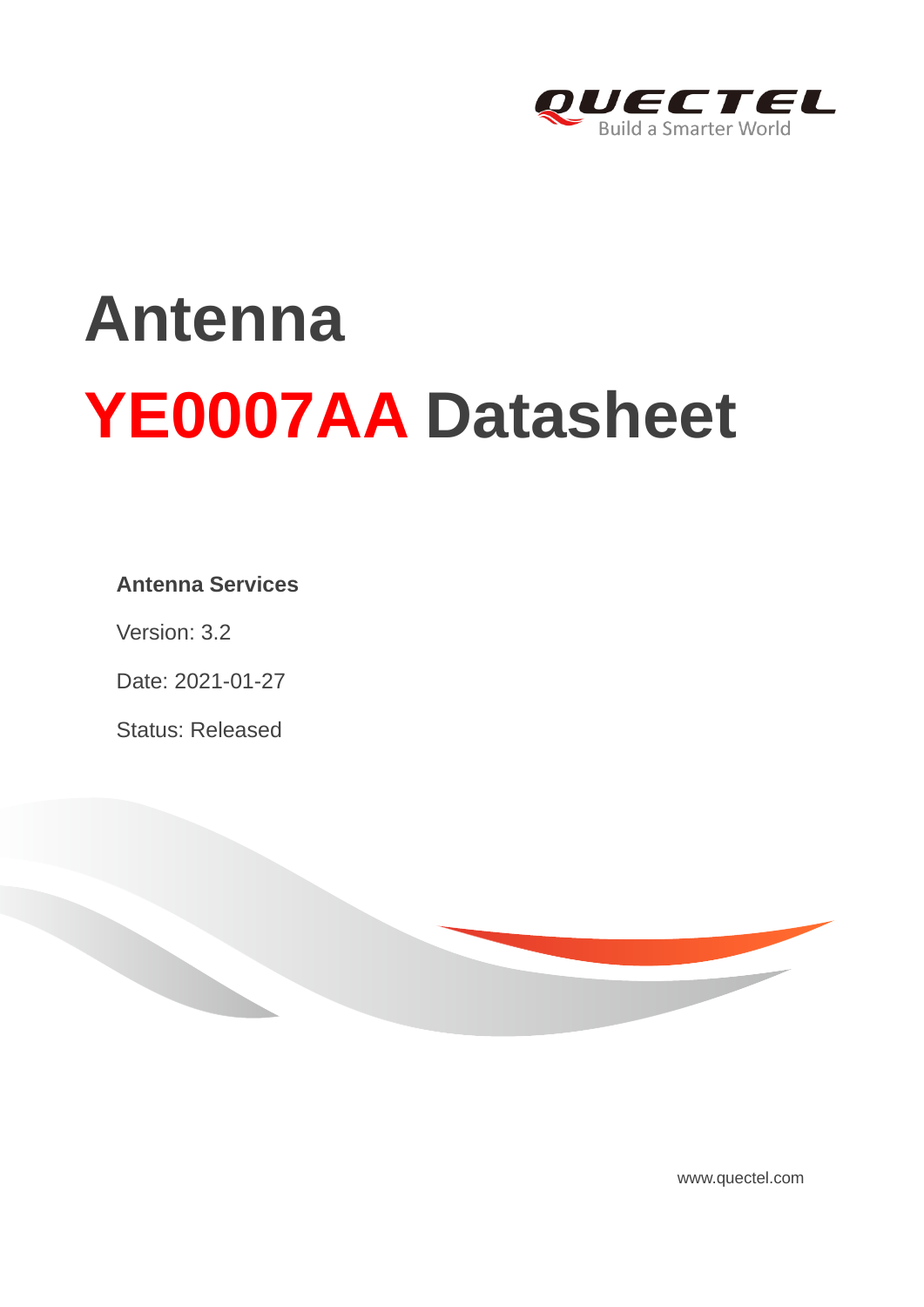# Antenna

# YE0007AA Datasheet

**Antenna Services**

Version: 3.2

Date: 2021-01-27

Status: Released

www.quectel.com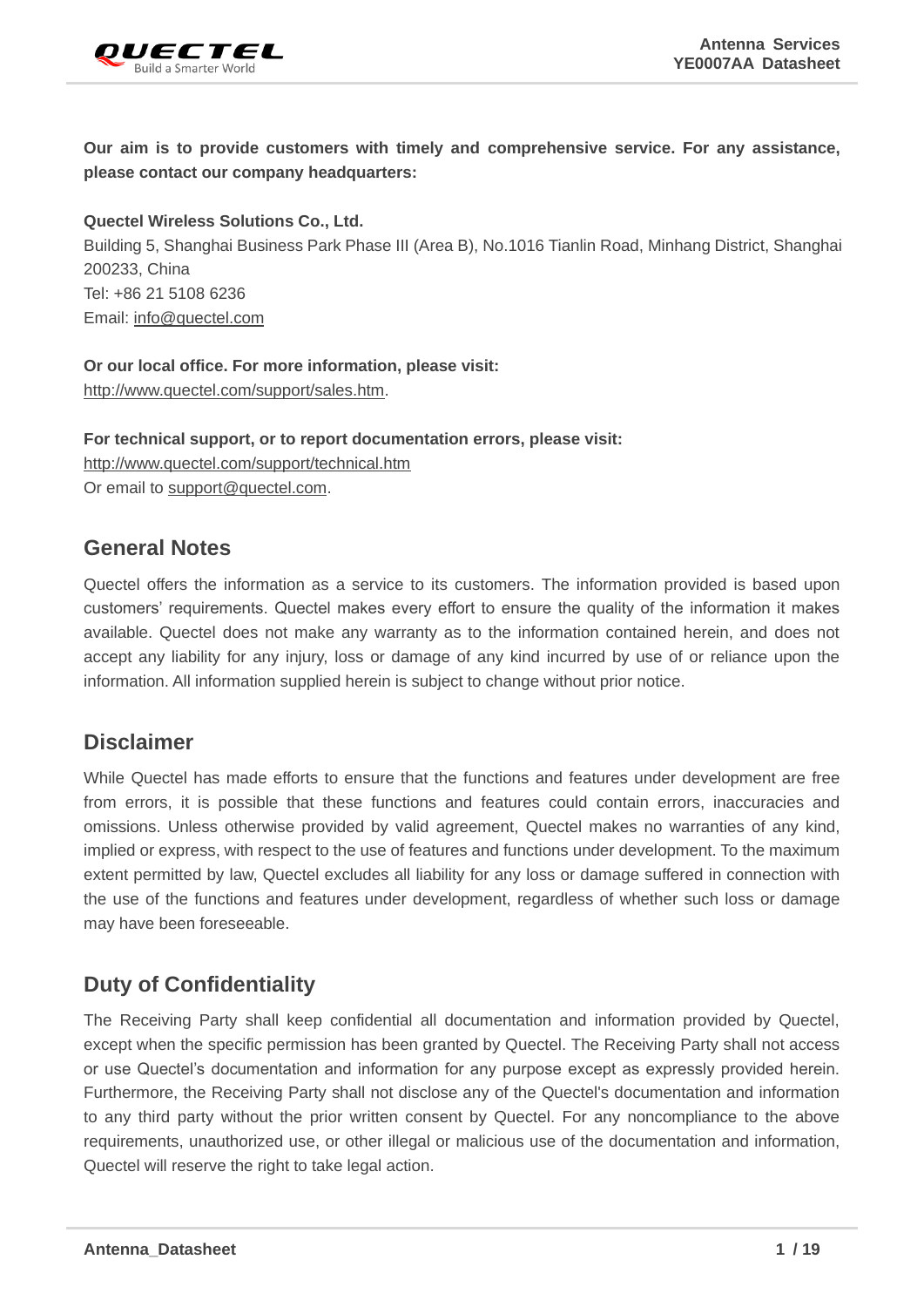**Our aim is to provide customers with timely and comprehensive service. For any assistance, please contact our company headquarters:**

**Quectel Wireless Solutions Co., Ltd.**
Building 5, Shanghai Business Park Phase III (Area B), No.1016 Tianlin Road, Minhang District, Shanghai 200233, China
Tel: +86 21 5108 6236
Email: info@quectel.com

**Or our local office. For more information, please visit:**
http://www.quectel.com/support/sales.htm.

**For technical support, or to report documentation errors, please visit:**
http://www.quectel.com/support/technical.htm
Or email to support@quectel.com.

## General Notes

Quectel offers the information as a service to its customers. The information provided is based upon customers' requirements. Quectel makes every effort to ensure the quality of the information it makes available. Quectel does not make any warranty as to the information contained herein, and does not accept any liability for any injury, loss or damage of any kind incurred by use of or reliance upon the information. All information supplied herein is subject to change without prior notice.

## Disclaimer

While Quectel has made efforts to ensure that the functions and features under development are free from errors, it is possible that these functions and features could contain errors, inaccuracies and omissions. Unless otherwise provided by valid agreement, Quectel makes no warranties of any kind, implied or express, with respect to the use of features and functions under development. To the maximum extent permitted by law, Quectel excludes all liability for any loss or damage suffered in connection with the use of the functions and features under development, regardless of whether such loss or damage may have been foreseeable.

## Duty of Confidentiality

The Receiving Party shall keep confidential all documentation and information provided by Quectel, except when the specific permission has been granted by Quectel. The Receiving Party shall not access or use Quectel's documentation and information for any purpose except as expressly provided herein. Furthermore, the Receiving Party shall not disclose any of the Quectel's documentation and information to any third party without the prior written consent by Quectel. For any noncompliance to the above requirements, unauthorized use, or other illegal or malicious use of the documentation and information, Quectel will reserve the right to take legal action.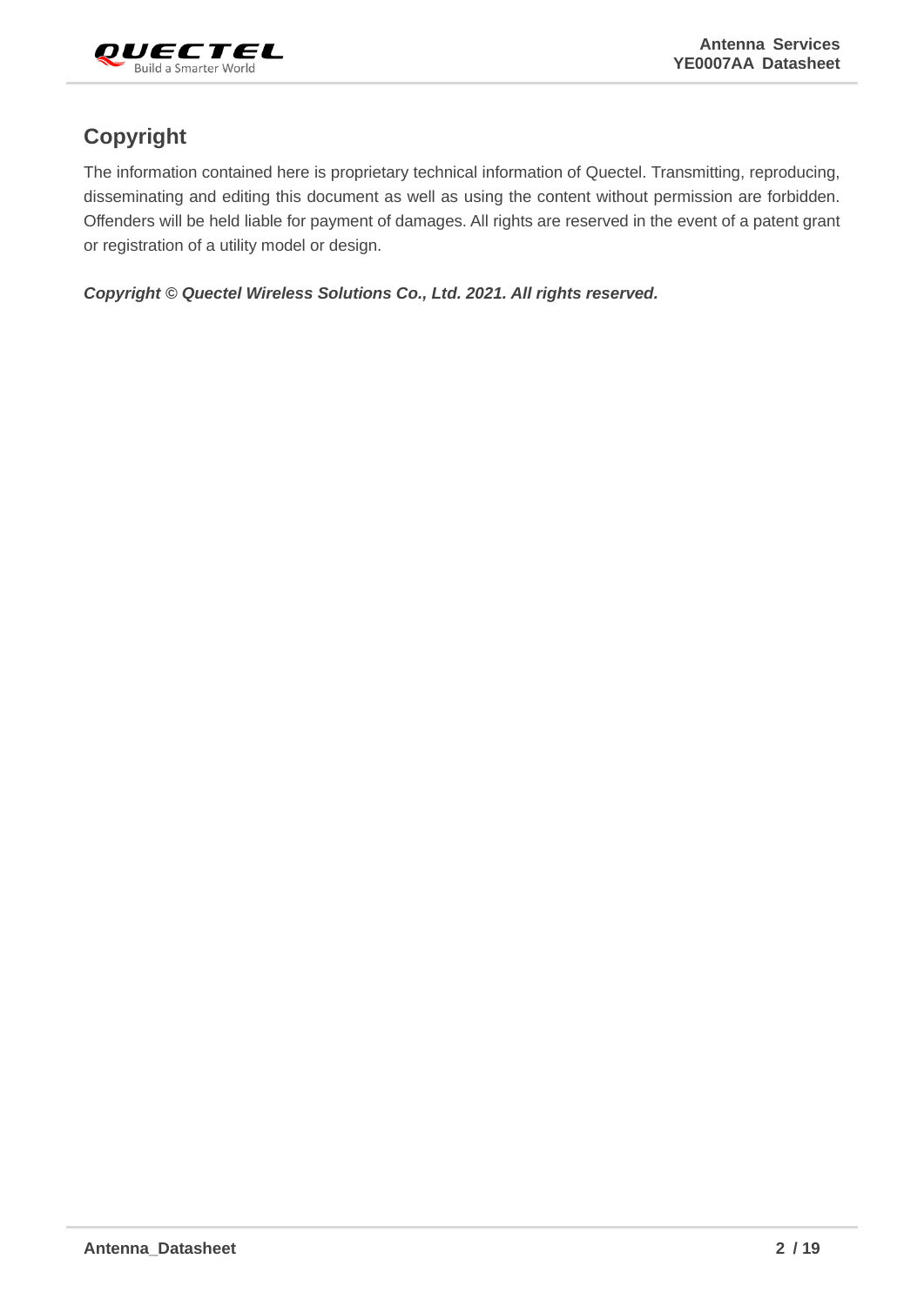## Copyright

The information contained here is proprietary technical information of Quectel. Transmitting, reproducing, disseminating and editing this document as well as using the content without permission are forbidden. Offenders will be held liable for payment of damages. All rights are reserved in the event of a patent grant or registration of a utility model or design.

***Copyright © Quectel Wireless Solutions Co., Ltd. 2021. All rights reserved.***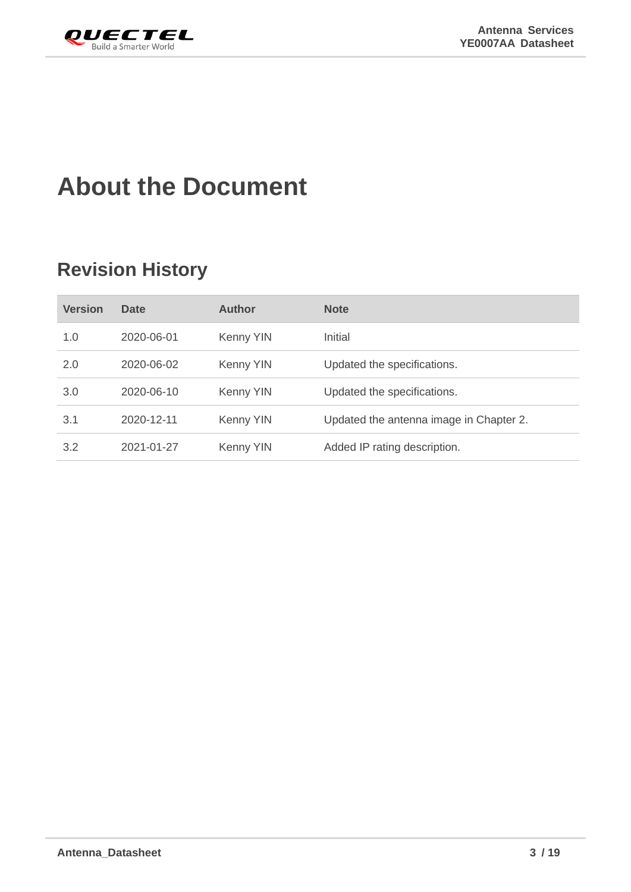# About the Document

## Revision History

| Version | Date | Author | Note |
|---|---|---|---|
| 1.0 | 2020-06-01 | Kenny YIN | Initial |
| 2.0 | 2020-06-02 | Kenny YIN | Updated the specifications. |
| 3.0 | 2020-06-10 | Kenny YIN | Updated the specifications. |
| 3.1 | 2020-12-11 | Kenny YIN | Updated the antenna image in Chapter 2. |
| 3.2 | 2021-01-27 | Kenny YIN | Added IP rating description. |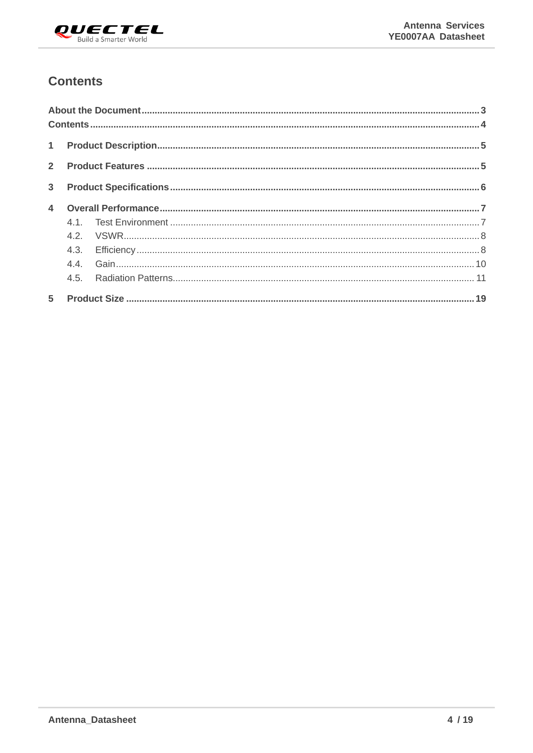# Contents

About the Document ........................................................................................................................ 3
Contents ........................................................................................................................................ 4

1 Product Description ................................................................................................................. 5

2 Product Features ...................................................................................................................... 5

3 Product Specifications ............................................................................................................. 6

4 Overall Performance ................................................................................................................. 7
   4.1. Test Environment ............................................................................................................. 7
   4.2. VSWR ............................................................................................................................... 8
   4.3. Efficiency .......................................................................................................................... 8
   4.4. Gain ................................................................................................................................ 10
   4.5. Radiation Patterns ........................................................................................................... 11

5 Product Size ............................................................................................................................ 19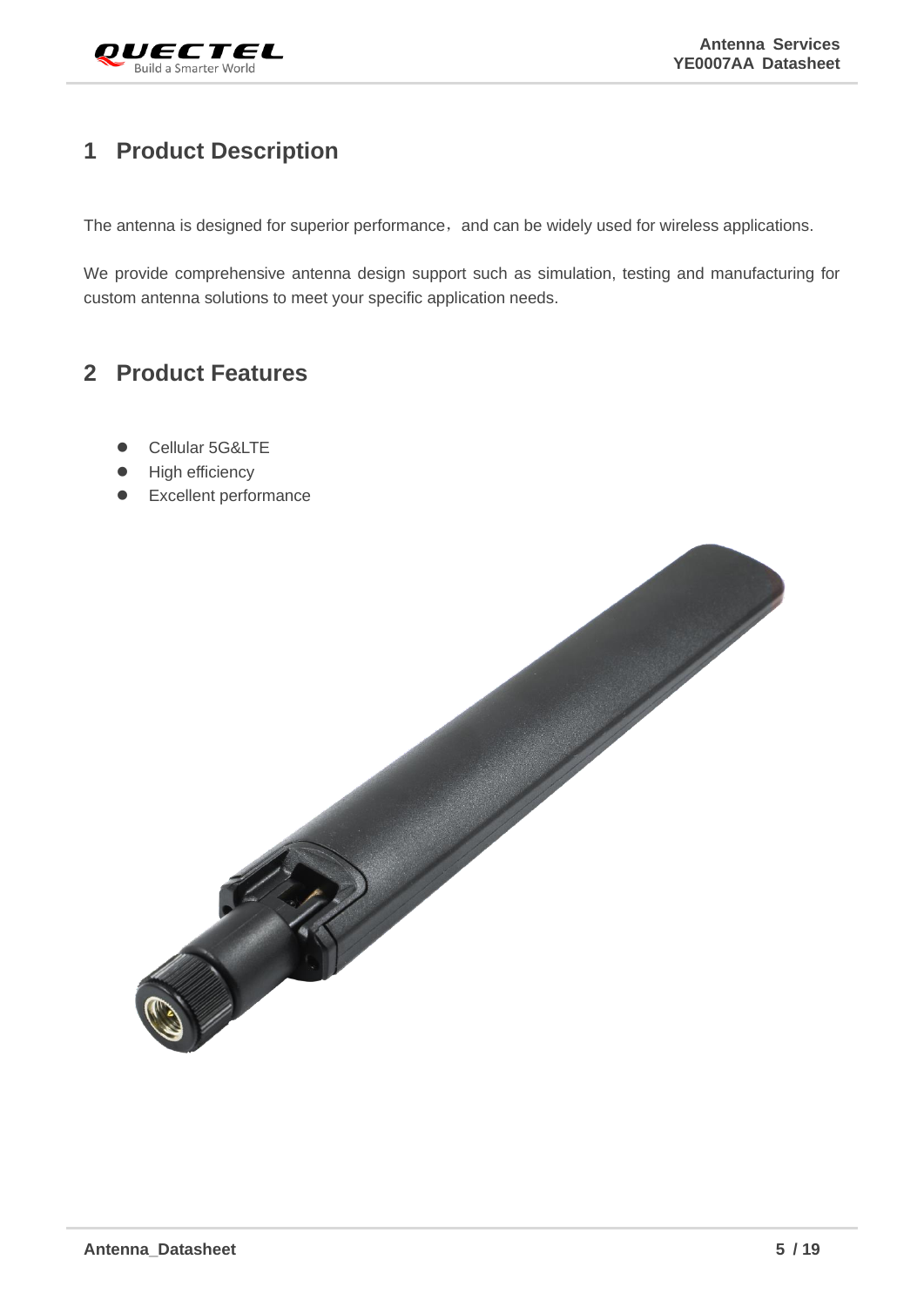# 1 Product Description

The antenna is designed for superior performance，and can be widely used for wireless applications.

We provide comprehensive antenna design support such as simulation, testing and manufacturing for custom antenna solutions to meet your specific application needs.

# 2 Product Features

- Cellular 5G&LTE
- High efficiency
- Excellent performance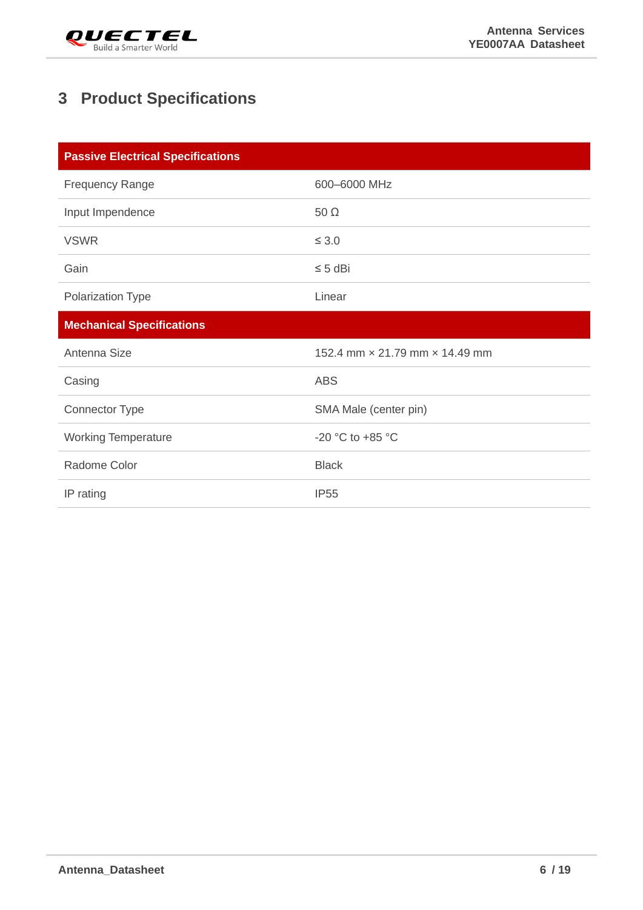# 3 Product Specifications

| Passive Electrical Specifications | |
|---|---|
| Frequency Range | 600–6000 MHz |
| Input Impendence | 50 Ω |
| VSWR | ≤ 3.0 |
| Gain | ≤ 5 dBi |
| Polarization Type | Linear |
| **Mechanical Specifications** | |
| Antenna Size | 152.4 mm × 21.79 mm × 14.49 mm |
| Casing | ABS |
| Connector Type | SMA Male (center pin) |
| Working Temperature | -20 °C to +85 °C |
| Radome Color | Black |
| IP rating | IP55 |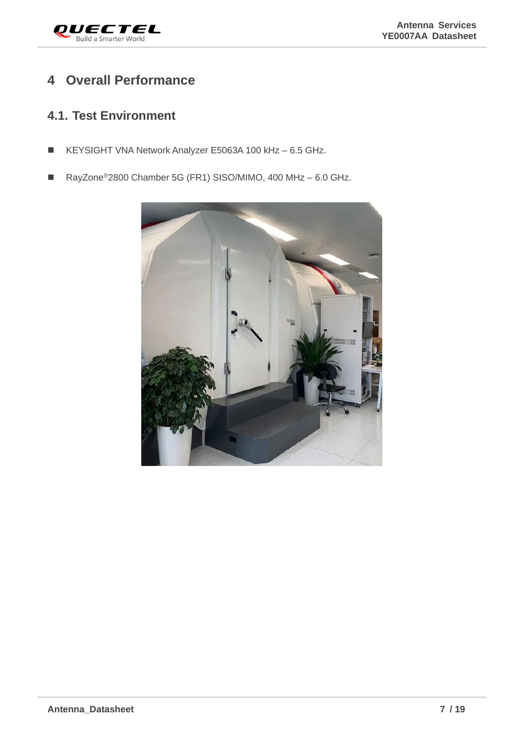# 4 Overall Performance

## 4.1. Test Environment

- KEYSIGHT VNA Network Analyzer E5063A 100 kHz – 6.5 GHz.
- RayZone®2800 Chamber 5G (FR1) SISO/MIMO, 400 MHz – 6.0 GHz.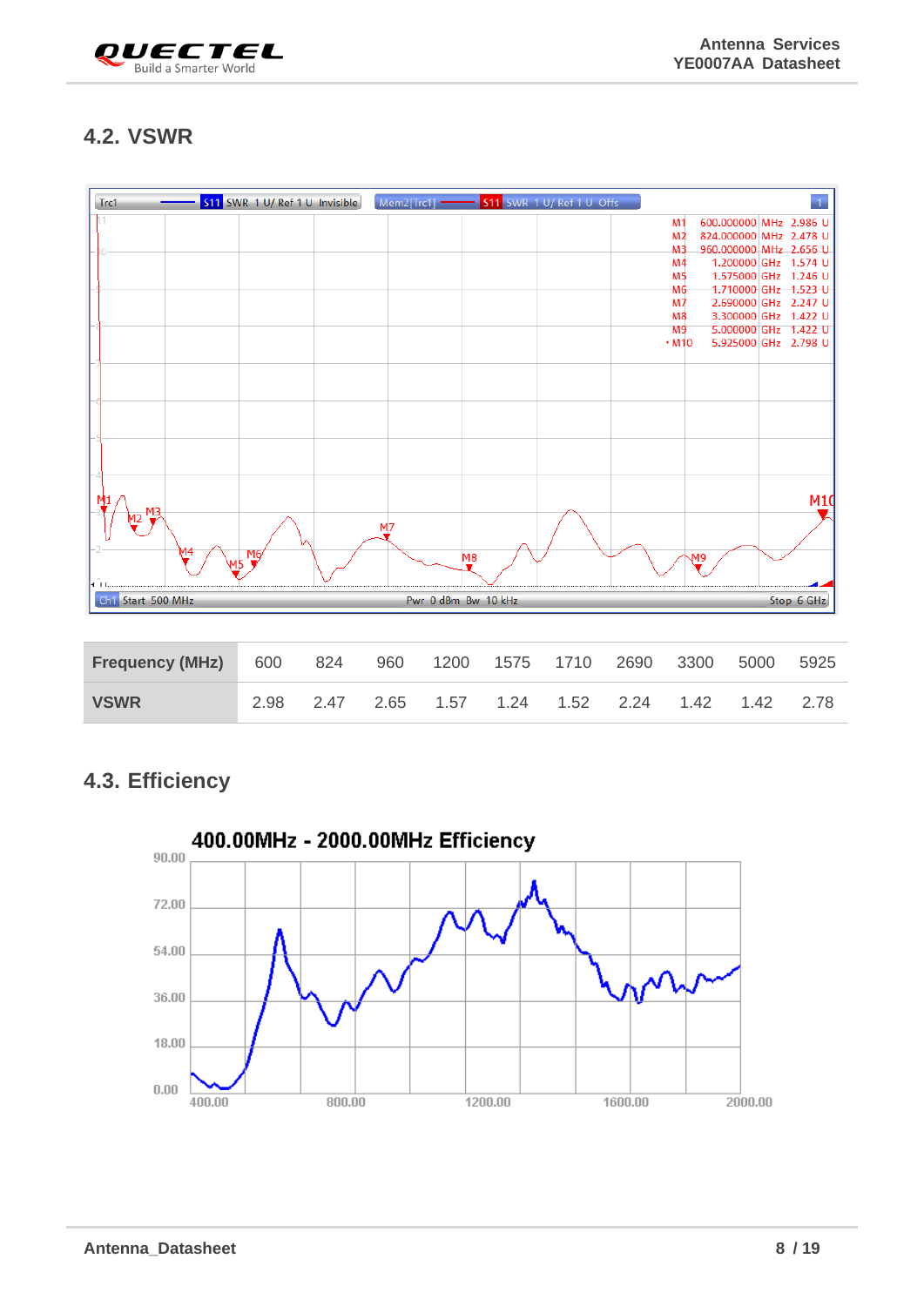## 4.2. VSWR

| Frequency (MHz) | 600 | 824 | 960 | 1200 | 1575 | 1710 | 2690 | 3300 | 5000 | 5925 |
|---|---|---|---|---|---|---|---|---|---|---|
| VSWR | 2.98 | 2.47 | 2.65 | 1.57 | 1.24 | 1.52 | 2.24 | 1.42 | 1.42 | 2.78 |

## 4.3. Efficiency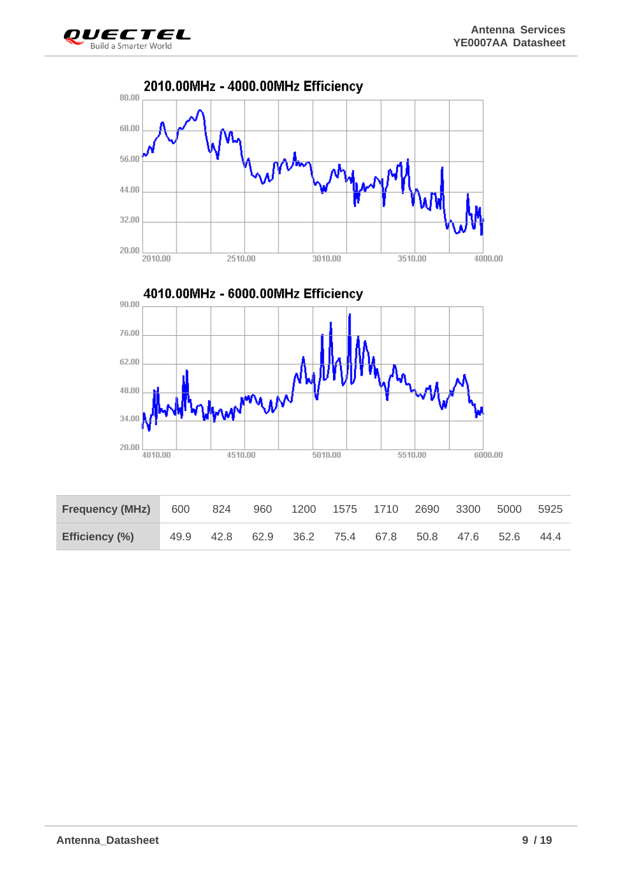2010.00MHz - 4000.00MHz Efficiency

4010.00MHz - 6000.00MHz Efficiency

| Frequency (MHz) | 600 | 824 | 960 | 1200 | 1575 | 1710 | 2690 | 3300 | 5000 | 5925 |
|---|---|---|---|---|---|---|---|---|---|---|
| Efficiency (%) | 49.9 | 42.8 | 62.9 | 36.2 | 75.4 | 67.8 | 50.8 | 47.6 | 52.6 | 44.4 |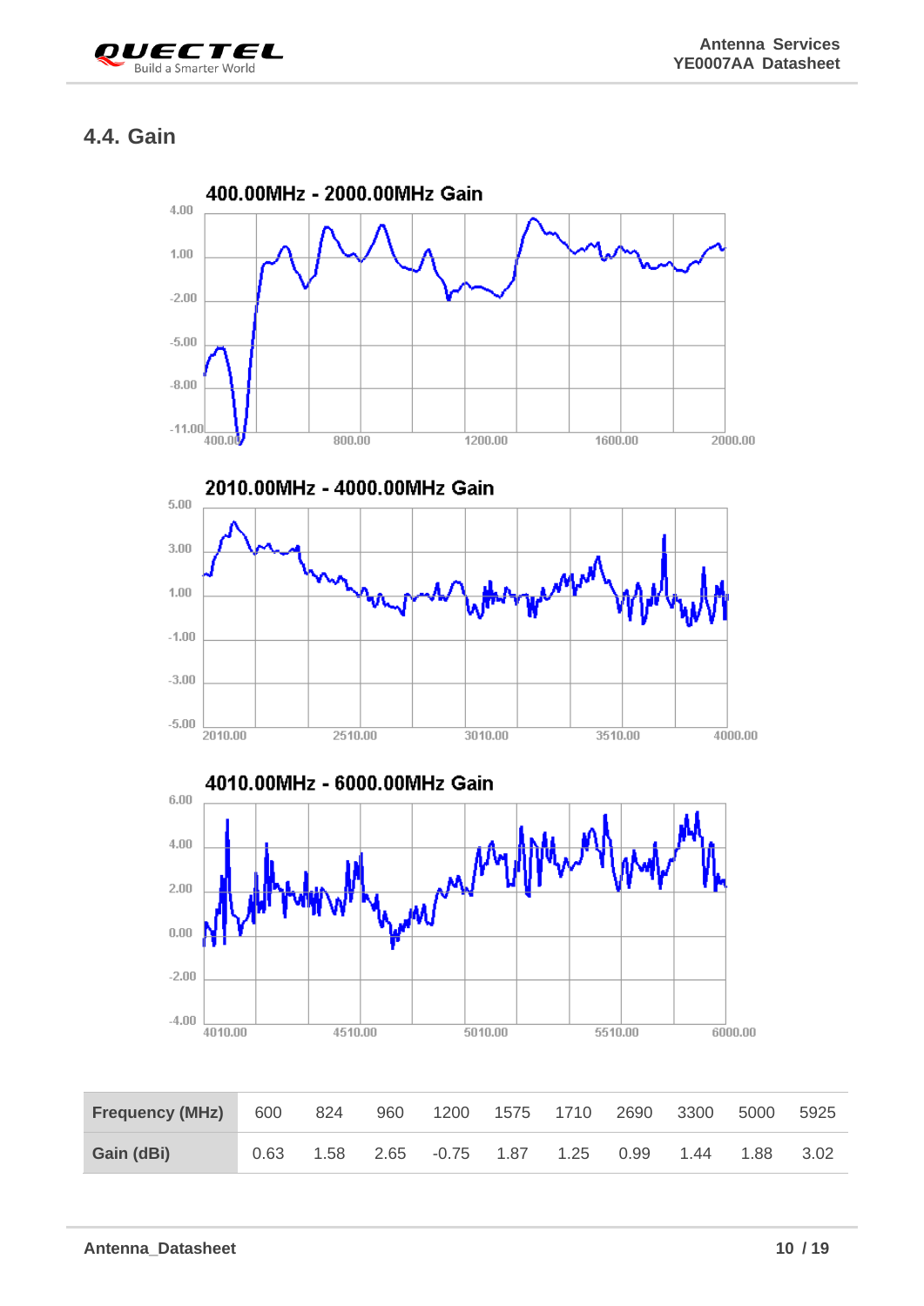## 4.4. Gain

**400.00MHz - 2000.00MHz Gain**

**2010.00MHz - 4000.00MHz Gain**

**4010.00MHz - 6000.00MHz Gain**

| Frequency (MHz) | 600 | 824 | 960 | 1200 | 1575 | 1710 | 2690 | 3300 | 5000 | 5925 |
|---|---|---|---|---|---|---|---|---|---|---|
| Gain (dBi) | 0.63 | 1.58 | 2.65 | -0.75 | 1.87 | 1.25 | 0.99 | 1.44 | 1.88 | 3.02 |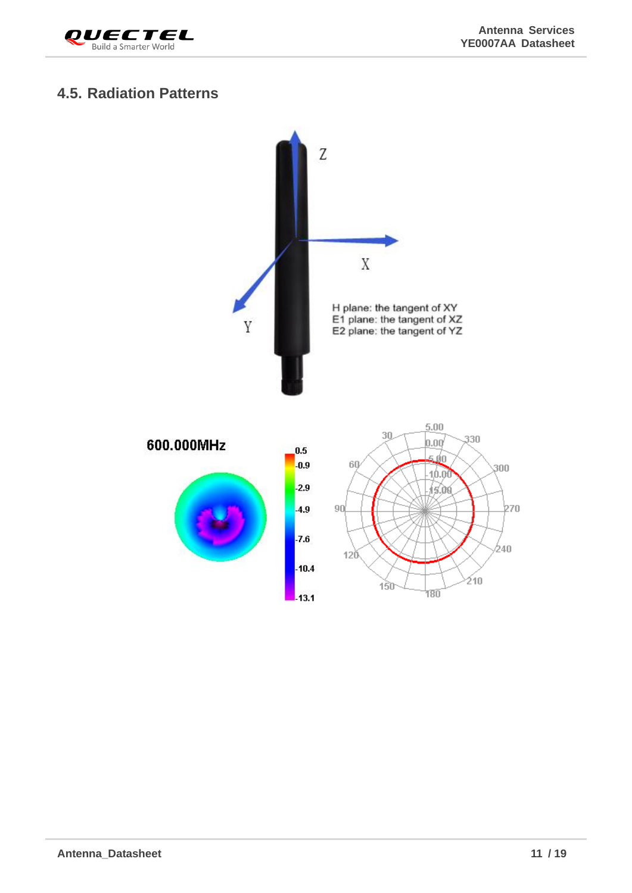## 4.5. Radiation Patterns

H plane: the tangent of XY
E1 plane: the tangent of XZ
E2 plane: the tangent of YZ

600.000MHz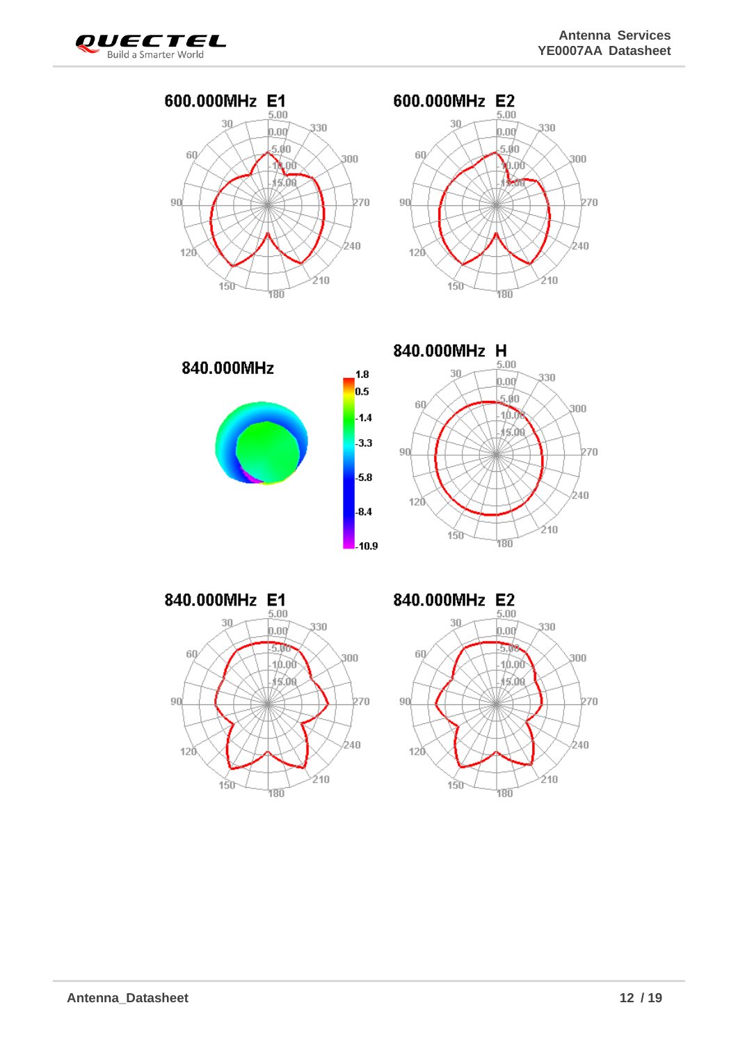600.000MHz E1

600.000MHz E2

840.000MHz

840.000MHz H

840.000MHz E1

840.000MHz E2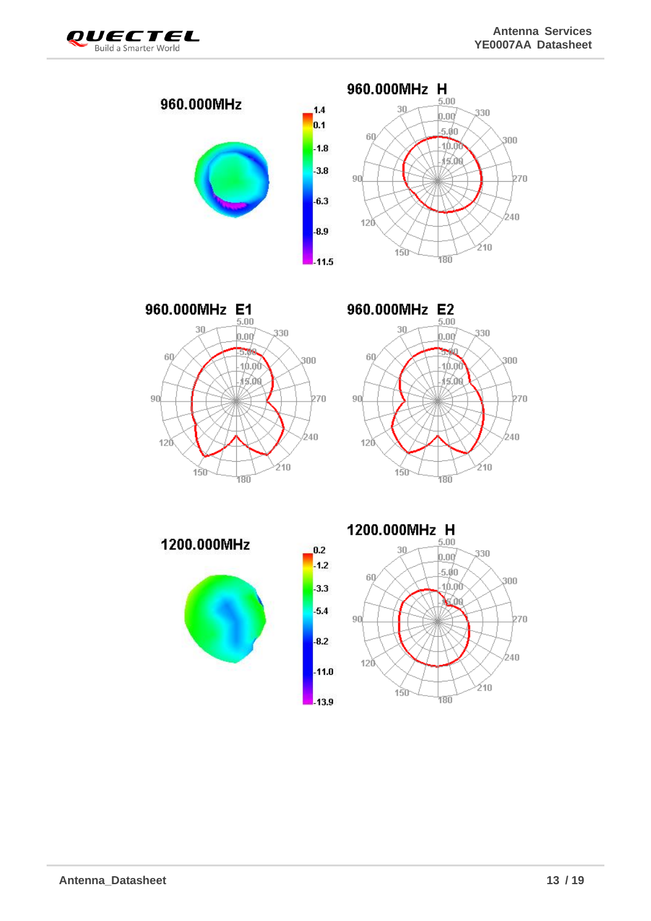960.000MHz

960.000MHz H

960.000MHz E1

960.000MHz E2

1200.000MHz

1200.000MHz H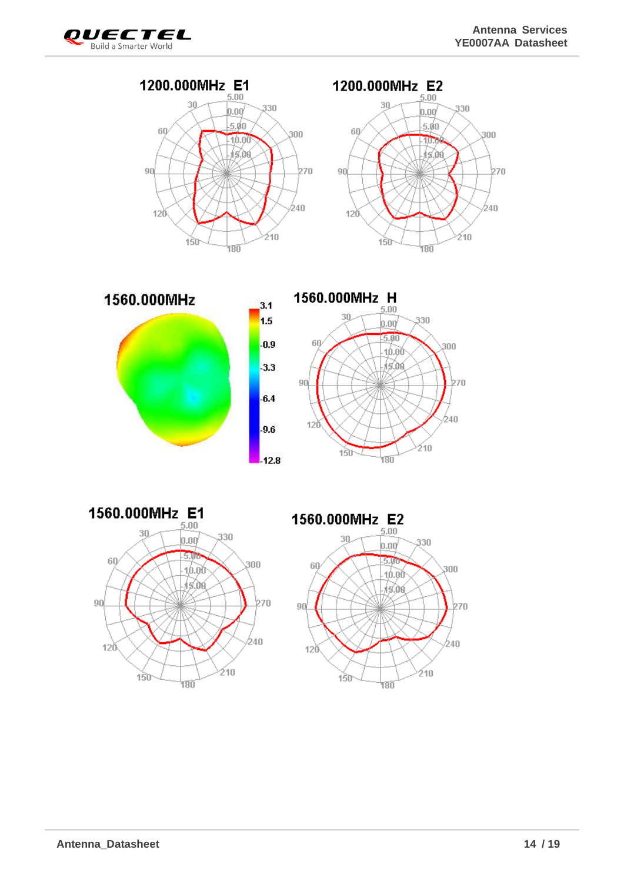1200.000MHz E1

1200.000MHz E2

1560.000MHz

1560.000MHz H

1560.000MHz E1

1560.000MHz E2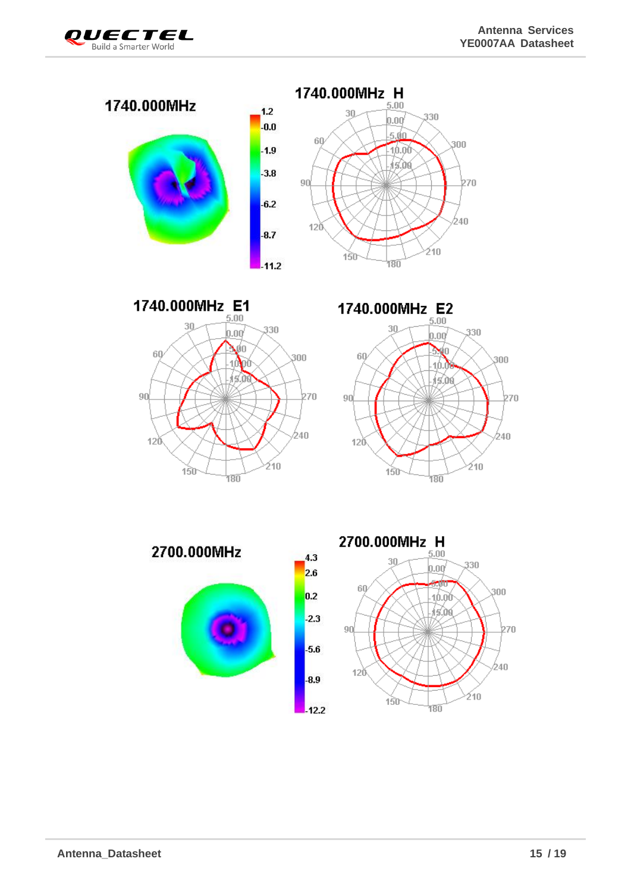1740.000MHz

1740.000MHz H

1740.000MHz E1

1740.000MHz E2

2700.000MHz

2700.000MHz H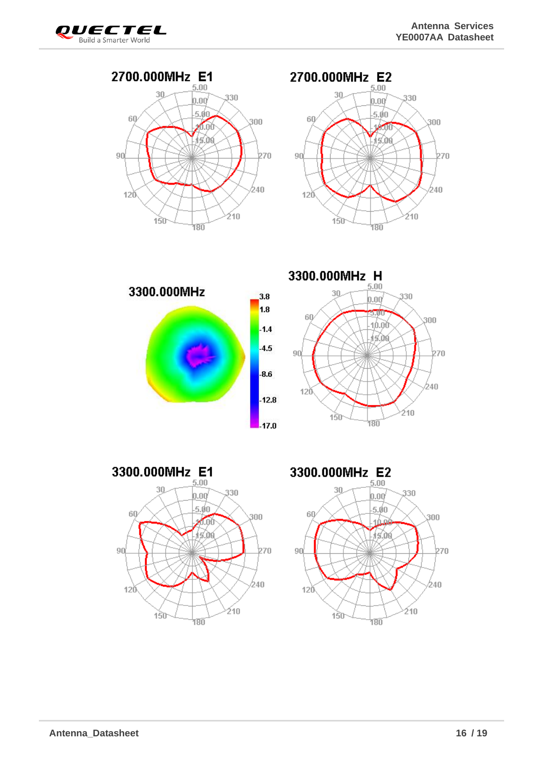2700.000MHz E1

2700.000MHz E2

3300.000MHz

3300.000MHz H

3300.000MHz E1

3300.000MHz E2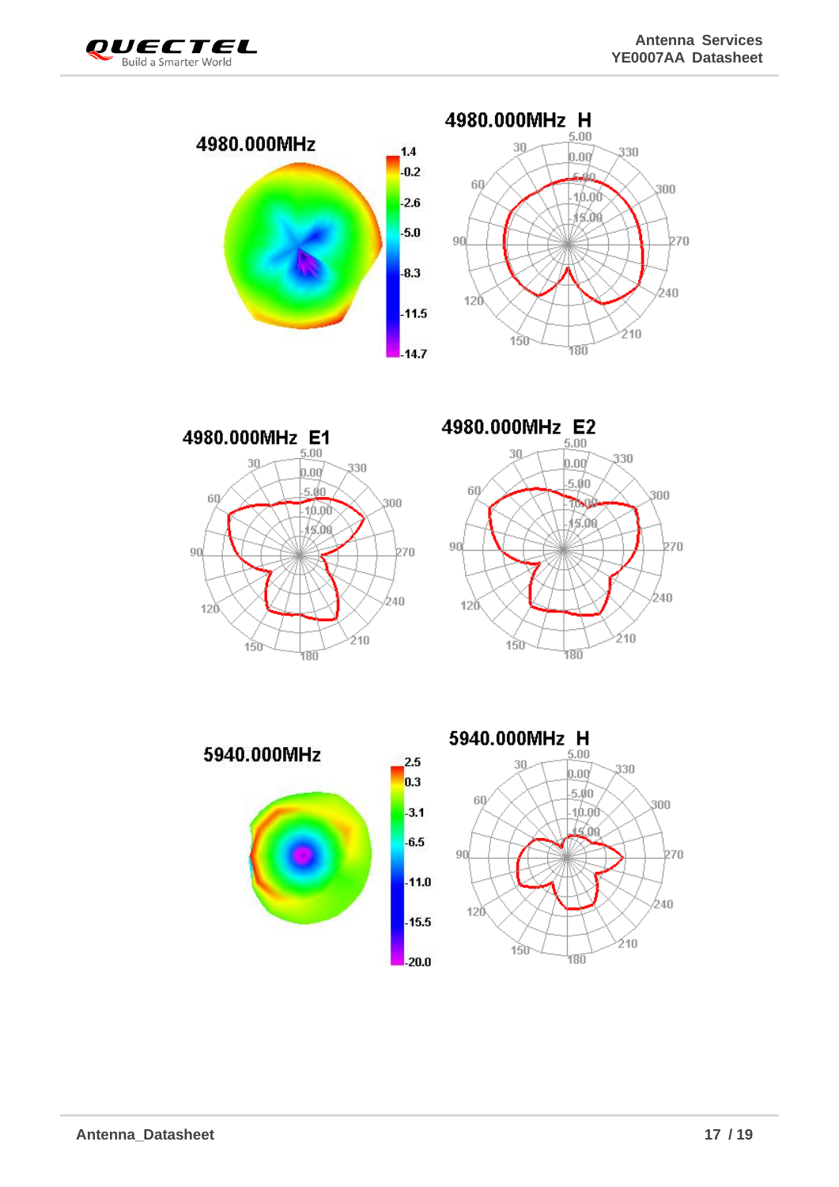4980.000MHz

1.4
-0.2
-2.6
-5.0
-8.3
-11.5
-14.7

4980.000MHz H

4980.000MHz E1

4980.000MHz E2

5940.000MHz

2.5
0.3
-3.1
-6.5
-11.0
-15.5
-20.0

5940.000MHz H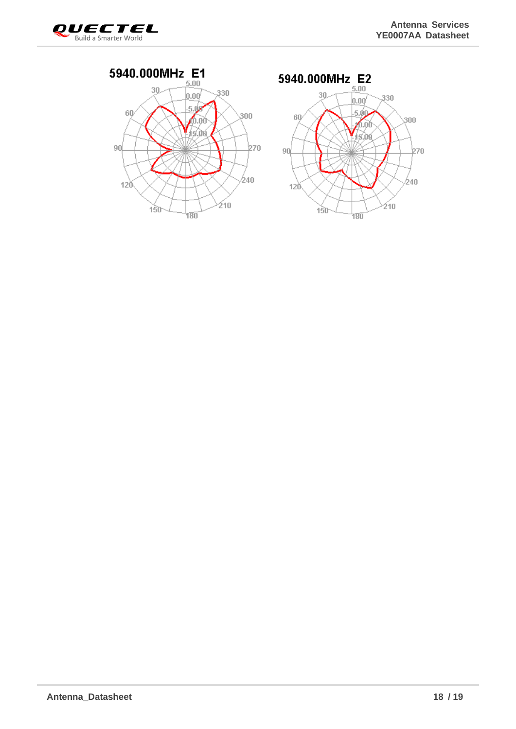5940.000MHz E1

5940.000MHz E2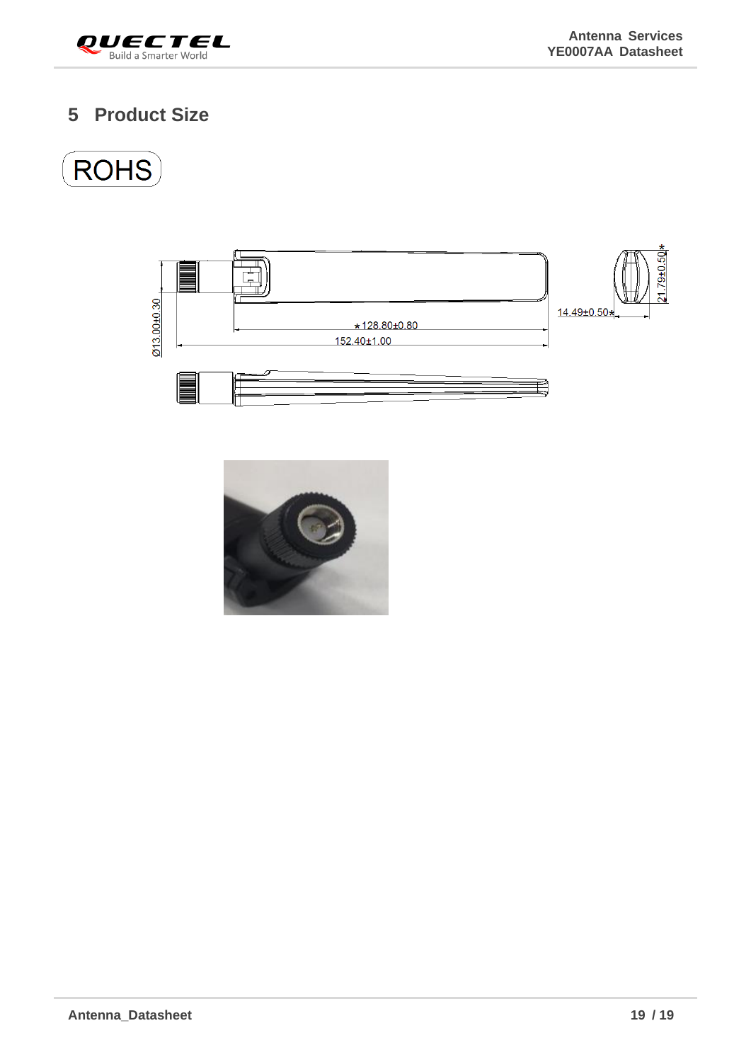# 5 Product Size

ROHS

Ø13.00±0.30

*128.80±0.80

152.40±1.00

14.49±0.50*

21.79±0.50*